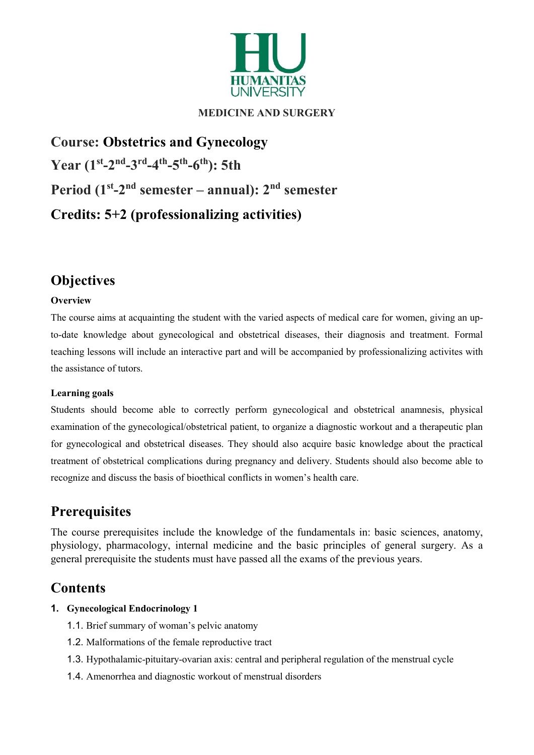HUMANITAS UNIVERSITY

**MEDICINE AND SURGERY**

# Course: Obstetrics and Gynecology

## Year (1st-2nd-3rd-4th-5th-6th): 5th

## Period (1st-2nd semester – annual): 2nd semester

## Credits: 5+2 (professionalizing activities)

## Objectives

### Overview

The course aims at acquainting the student with the varied aspects of medical care for women, giving an up-to-date knowledge about gynecological and obstetrical diseases, their diagnosis and treatment. Formal teaching lessons will include an interactive part and will be accompanied by professionalizing activites with the assistance of tutors.

### Learning goals

Students should become able to correctly perform gynecological and obstetrical anamnesis, physical examination of the gynecological/obstetrical patient, to organize a diagnostic workout and a therapeutic plan for gynecological and obstetrical diseases. They should also acquire basic knowledge about the practical treatment of obstetrical complications during pregnancy and delivery. Students should also become able to recognize and discuss the basis of bioethical conflicts in women's health care.

## Prerequisites

The course prerequisites include the knowledge of the fundamentals in: basic sciences, anatomy, physiology, pharmacology, internal medicine and the basic principles of general surgery. As a general prerequisite the students must have passed all the exams of the previous years.

## Contents

1. **Gynecological Endocrinology 1**
   1.1. Brief summary of woman's pelvic anatomy
   1.2. Malformations of the female reproductive tract
   1.3. Hypothalamic-pituitary-ovarian axis: central and peripheral regulation of the menstrual cycle
   1.4. Amenorrhea and diagnostic workout of menstrual disorders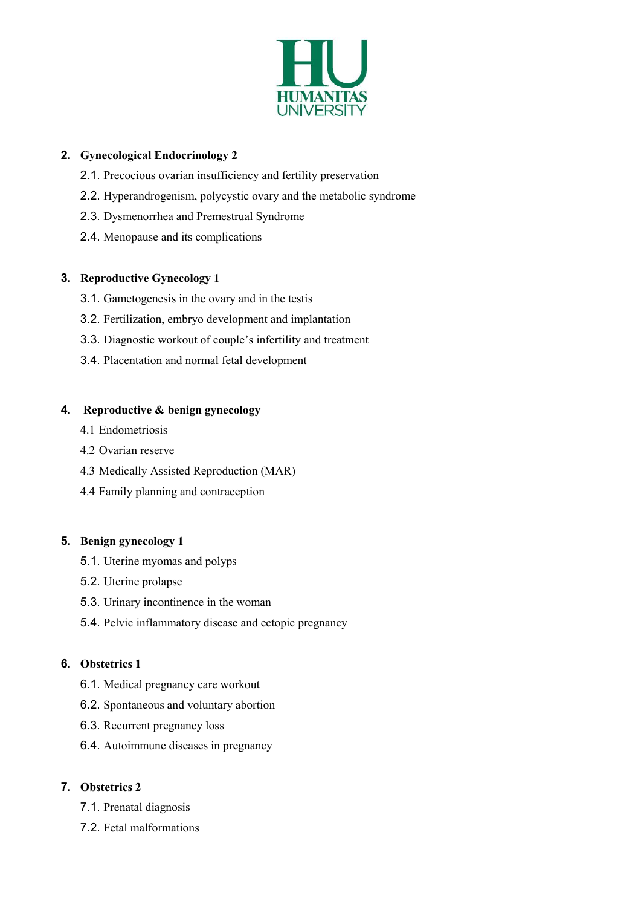2. **Gynecological Endocrinology 2**
    - 2.1. Precocious ovarian insufficiency and fertility preservation
    - 2.2. Hyperandrogenism, polycystic ovary and the metabolic syndrome
    - 2.3. Dysmenorrhea and Premestrual Syndrome
    - 2.4. Menopause and its complications

3. **Reproductive Gynecology 1**
    - 3.1. Gametogenesis in the ovary and in the testis
    - 3.2. Fertilization, embryo development and implantation
    - 3.3. Diagnostic workout of couple's infertility and treatment
    - 3.4. Placentation and normal fetal development

4. **Reproductive & benign gynecology**
    - 4.1 Endometriosis
    - 4.2 Ovarian reserve
    - 4.3 Medically Assisted Reproduction (MAR)
    - 4.4 Family planning and contraception

5. **Benign gynecology 1**
    - 5.1. Uterine myomas and polyps
    - 5.2. Uterine prolapse
    - 5.3. Urinary incontinence in the woman
    - 5.4. Pelvic inflammatory disease and ectopic pregnancy

6. **Obstetrics 1**
    - 6.1. Medical pregnancy care workout
    - 6.2. Spontaneous and voluntary abortion
    - 6.3. Recurrent pregnancy loss
    - 6.4. Autoimmune diseases in pregnancy

7. **Obstetrics 2**
    - 7.1. Prenatal diagnosis
    - 7.2. Fetal malformations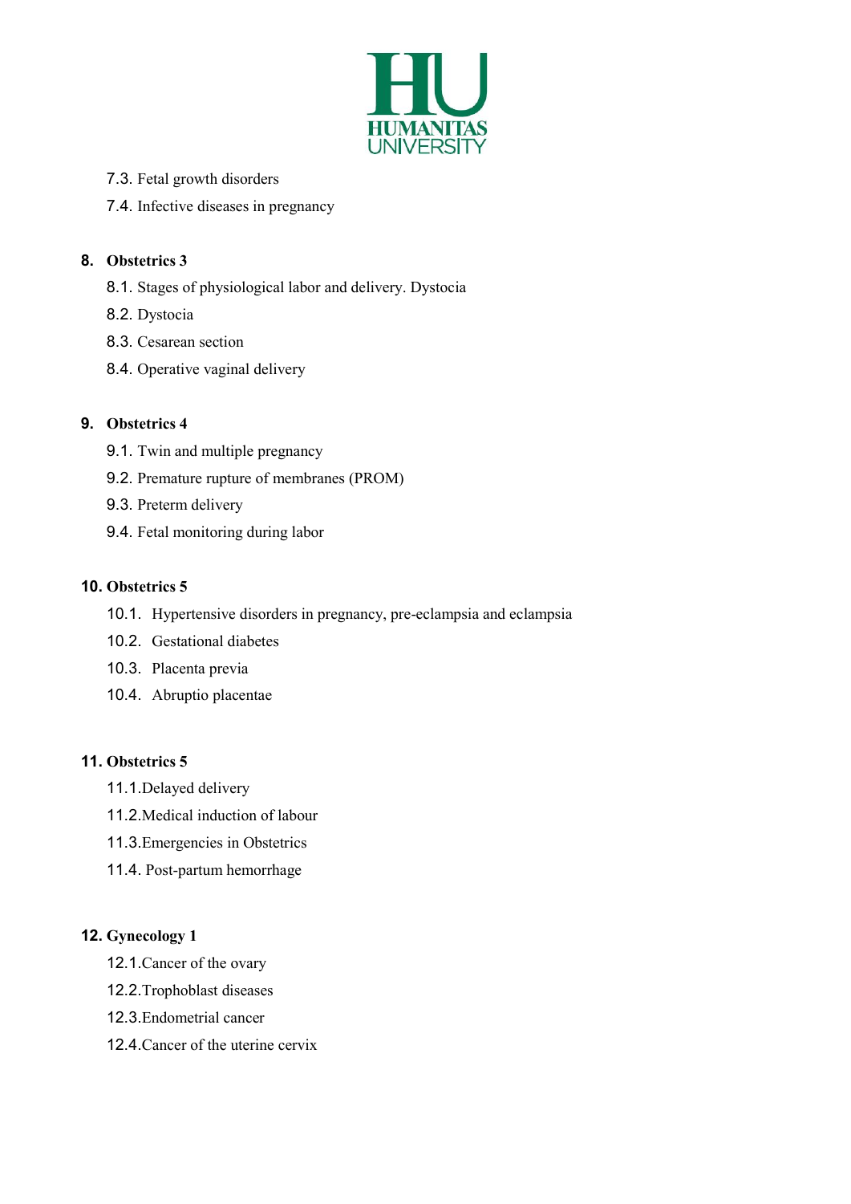7.3. Fetal growth disorders

7.4. Infective diseases in pregnancy

**8. Obstetrics 3**

8.1. Stages of physiological labor and delivery. Dystocia

8.2. Dystocia

8.3. Cesarean section

8.4. Operative vaginal delivery

**9. Obstetrics 4**

9.1. Twin and multiple pregnancy

9.2. Premature rupture of membranes (PROM)

9.3. Preterm delivery

9.4. Fetal monitoring during labor

**10. Obstetrics 5**

10.1. Hypertensive disorders in pregnancy, pre-eclampsia and eclampsia

10.2. Gestational diabetes

10.3. Placenta previa

10.4. Abruptio placentae

**11. Obstetrics 5**

11.1.Delayed delivery

11.2.Medical induction of labour

11.3.Emergencies in Obstetrics

11.4. Post-partum hemorrhage

**12. Gynecology 1**

12.1.Cancer of the ovary

12.2.Trophoblast diseases

12.3.Endometrial cancer

12.4.Cancer of the uterine cervix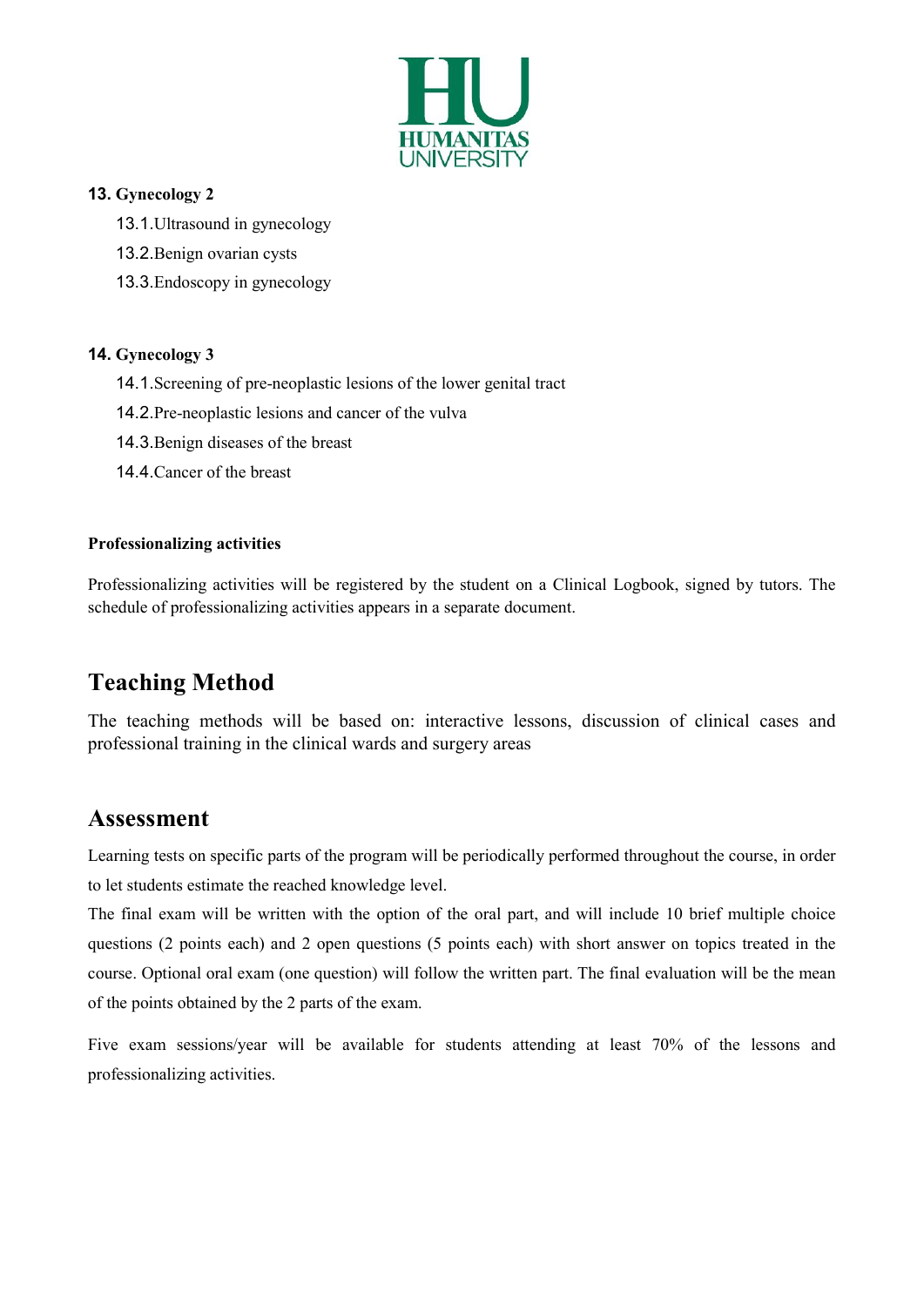**13. Gynecology 2**

- 13.1. Ultrasound in gynecology
- 13.2. Benign ovarian cysts
- 13.3. Endoscopy in gynecology

**14. Gynecology 3**

- 14.1. Screening of pre-neoplastic lesions of the lower genital tract
- 14.2. Pre-neoplastic lesions and cancer of the vulva
- 14.3. Benign diseases of the breast
- 14.4. Cancer of the breast

**Professionalizing activities**

Professionalizing activities will be registered by the student on a Clinical Logbook, signed by tutors. The schedule of professionalizing activities appears in a separate document.

## Teaching Method

The teaching methods will be based on: interactive lessons, discussion of clinical cases and professional training in the clinical wards and surgery areas

## Assessment

Learning tests on specific parts of the program will be periodically performed throughout the course, in order to let students estimate the reached knowledge level.

The final exam will be written with the option of the oral part, and will include 10 brief multiple choice questions (2 points each) and 2 open questions (5 points each) with short answer on topics treated in the course. Optional oral exam (one question) will follow the written part. The final evaluation will be the mean of the points obtained by the 2 parts of the exam.

Five exam sessions/year will be available for students attending at least 70% of the lessons and professionalizing activities.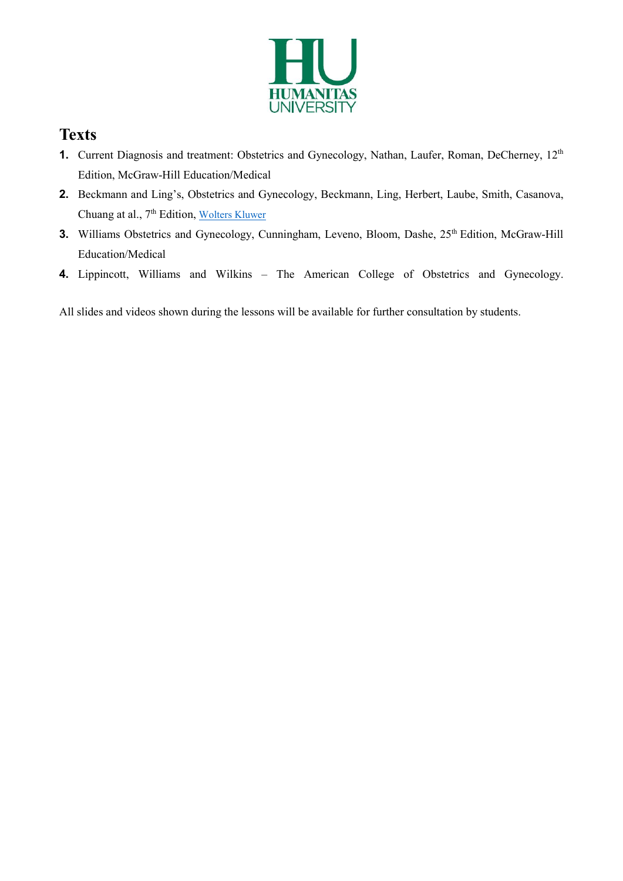## Texts

1. Current Diagnosis and treatment: Obstetrics and Gynecology, Nathan, Laufer, Roman, DeCherney, 12th Edition, McGraw-Hill Education/Medical
2. Beckmann and Ling's, Obstetrics and Gynecology, Beckmann, Ling, Herbert, Laube, Smith, Casanova, Chuang at al., 7th Edition, Wolters Kluwer
3. Williams Obstetrics and Gynecology, Cunningham, Leveno, Bloom, Dashe, 25th Edition, McGraw-Hill Education/Medical
4. Lippincott, Williams and Wilkins – The American College of Obstetrics and Gynecology.

All slides and videos shown during the lessons will be available for further consultation by students.